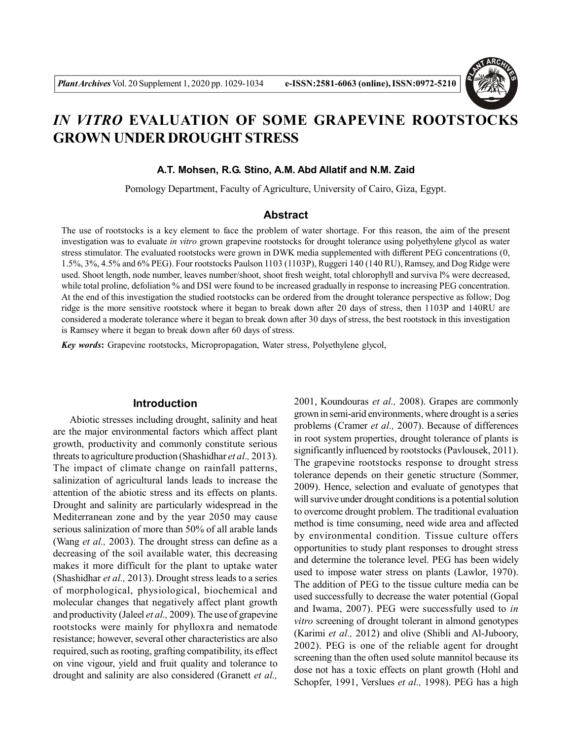// IN VITRO EVALUATION OF SOME GRAPEVINE ROOTSTOCKS GROWN UNDER DROUGHT STRESS

# *IN VITRO* EVALUATION OF SOME GRAPEVINE ROOTSTOCKS GROWN UNDER DROUGHT STRESS

**A.T. Mohsen, R.G. Stino, A.M. Abd Allatif and N.M. Zaid**

Pomology Department, Faculty of Agriculture, University of Cairo, Giza, Egypt.

## Abstract

The use of rootstocks is a key element to face the problem of water shortage. For this reason, the aim of the present investigation was to evaluate *in vitro* grown grapevine rootstocks for drought tolerance using polyethylene glycol as water stress stimulator. The evaluated rootstocks were grown in DWK media supplemented with different PEG concentrations (0, 1.5%, 3%, 4.5% and 6% PEG). Four rootstocks Paulson 1103 (1103P), Ruggeri 140 (140 RU), Ramsey, and Dog Ridge were used. Shoot length, node number, leaves number/shoot, shoot fresh weight, total chlorophyll and surviva l% were decreased, while total proline, defoliation % and DSI were found to be increased gradually in response to increasing PEG concentration. At the end of this investigation the studied rootstocks can be ordered from the drought tolerance perspective as follow; Dog ridge is the more sensitive rootstock where it began to break down after 20 days of stress, then 1103P and 140RU are considered a moderate tolerance where it began to break down after 30 days of stress, the best rootstock in this investigation is Ramsey where it began to break down after 60 days of stress.

***Key words*:** Grapevine rootstocks, Micropropagation, Water stress, Polyethylene glycol,

## Introduction

Abiotic stresses including drought, salinity and heat are the major environmental factors which affect plant growth, productivity and commonly constitute serious threats to agriculture production (Shashidhar *et al.,* 2013). The impact of climate change on rainfall patterns, salinization of agricultural lands leads to increase the attention of the abiotic stress and its effects on plants. Drought and salinity are particularly widespread in the Mediterranean zone and by the year 2050 may cause serious salinization of more than 50% of all arable lands (Wang *et al.,* 2003). The drought stress can define as a decreasing of the soil available water, this decreasing makes it more difficult for the plant to uptake water (Shashidhar *et al.,* 2013). Drought stress leads to a series of morphological, physiological, biochemical and molecular changes that negatively affect plant growth and productivity (Jaleel *et al.,* 2009). The use of grapevine rootstocks were mainly for phylloxra and nematode resistance; however, several other characteristics are also required, such as rooting, grafting compatibility, its effect on vine vigour, yield and fruit quality and tolerance to drought and salinity are also considered (Granett *et al.,* 2001, Koundouras *et al.,* 2008). Grapes are commonly grown in semi-arid environments, where drought is a series problems (Cramer *et al.,* 2007). Because of differences in root system properties, drought tolerance of plants is significantly influenced by rootstocks (Pavlousek, 2011). The grapevine rootstocks response to drought stress tolerance depends on their genetic structure (Sommer, 2009). Hence, selection and evaluate of genotypes that will survive under drought conditions is a potential solution to overcome drought problem. The traditional evaluation method is time consuming, need wide area and affected by environmental condition. Tissue culture offers opportunities to study plant responses to drought stress and determine the tolerance level. PEG has been widely used to impose water stress on plants (Lawlor, 1970). The addition of PEG to the tissue culture media can be used successfully to decrease the water potential (Gopal and Iwama, 2007). PEG were successfully used to *in vitro* screening of drought tolerant in almond genotypes (Karimi *et al.,* 2012) and olive (Shibli and Al-Juboory, 2002). PEG is one of the reliable agent for drought screening than the often used solute mannitol because its dose not has a toxic effects on plant growth (Hohl and Schopfer, 1991, Verslues *et al.,* 1998). PEG has a high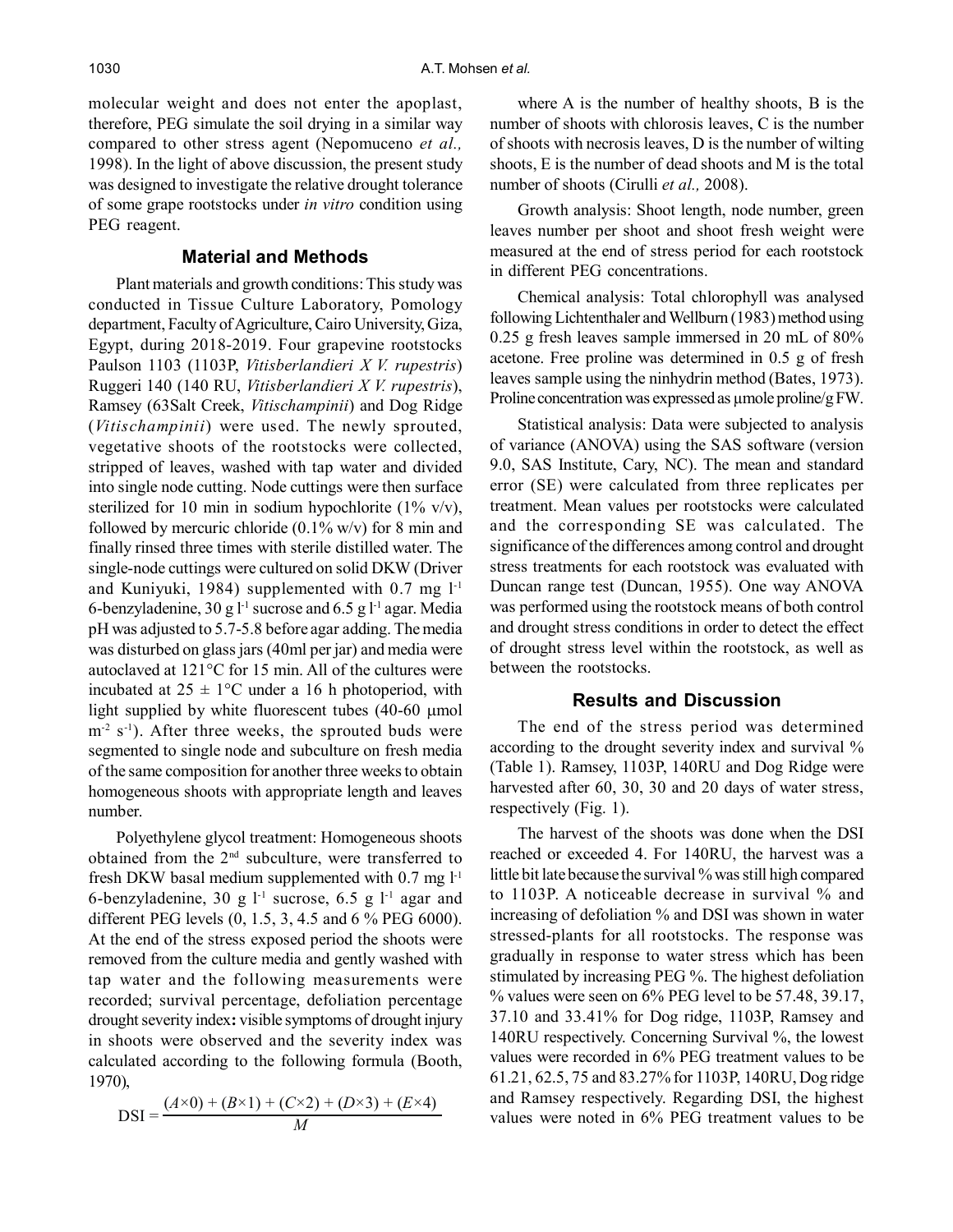molecular weight and does not enter the apoplast, therefore, PEG simulate the soil drying in a similar way compared to other stress agent (Nepomuceno *et al.,* 1998). In the light of above discussion, the present study was designed to investigate the relative drought tolerance of some grape rootstocks under *in vitro* condition using PEG reagent.

## Material and Methods

Plant materials and growth conditions: This study was conducted in Tissue Culture Laboratory, Pomology department, Faculty of Agriculture, Cairo University, Giza, Egypt, during 2018-2019. Four grapevine rootstocks Paulson 1103 (1103P, *Vitisberlandieri X V. rupestris*) Ruggeri 140 (140 RU, *Vitisberlandieri X V. rupestris*), Ramsey (63Salt Creek, *Vitischampinii*) and Dog Ridge (*Vitischampinii*) were used. The newly sprouted, vegetative shoots of the rootstocks were collected, stripped of leaves, washed with tap water and divided into single node cutting. Node cuttings were then surface sterilized for 10 min in sodium hypochlorite (1% v/v), followed by mercuric chloride (0.1% w/v) for 8 min and finally rinsed three times with sterile distilled water. The single-node cuttings were cultured on solid DKW (Driver and Kuniyuki, 1984) supplemented with 0.7 mg $l^{-1}$ 6-benzyladenine, 30 g $l^{-1}$ sucrose and 6.5 g $l^{-1}$ agar. Media pH was adjusted to 5.7-5.8 before agar adding. The media was disturbed on glass jars (40ml per jar) and media were autoclaved at 121°C for 15 min. All of the cultures were incubated at $25 \pm 1$°C under a 16 h photoperiod, with light supplied by white fluorescent tubes (40-60 μmol $m^{-2}$ $s^{-1}$). After three weeks, the sprouted buds were segmented to single node and subculture on fresh media of the same composition for another three weeks to obtain homogeneous shoots with appropriate length and leaves number.

Polyethylene glycol treatment: Homogeneous shoots obtained from the 2nd subculture, were transferred to fresh DKW basal medium supplemented with 0.7 mg $l^{-1}$ 6-benzyladenine, 30 g $l^{-1}$ sucrose, 6.5 g $l^{-1}$ agar and different PEG levels (0, 1.5, 3, 4.5 and 6 % PEG 6000). At the end of the stress exposed period the shoots were removed from the culture media and gently washed with tap water and the following measurements were recorded; survival percentage, defoliation percentage drought severity index**:** visible symptoms of drought injury in shoots were observed and the severity index was calculated according to the following formula (Booth, 1970),

$$\mathrm{DSI} = \frac{(A\times 0) + (B\times 1) + (C\times 2) + (D\times 3) + (E\times 4)}{M}$$

where A is the number of healthy shoots, B is the number of shoots with chlorosis leaves, C is the number of shoots with necrosis leaves, D is the number of wilting shoots, E is the number of dead shoots and M is the total number of shoots (Cirulli *et al.,* 2008).

Growth analysis: Shoot length, node number, green leaves number per shoot and shoot fresh weight were measured at the end of stress period for each rootstock in different PEG concentrations.

Chemical analysis: Total chlorophyll was analysed following Lichtenthaler and Wellburn (1983) method using 0.25 g fresh leaves sample immersed in 20 mL of 80% acetone. Free proline was determined in 0.5 g of fresh leaves sample using the ninhydrin method (Bates, 1973). Proline concentration was expressed as μmole proline/g FW.

Statistical analysis: Data were subjected to analysis of variance (ANOVA) using the SAS software (version 9.0, SAS Institute, Cary, NC). The mean and standard error (SE) were calculated from three replicates per treatment. Mean values per rootstocks were calculated and the corresponding SE was calculated. The significance of the differences among control and drought stress treatments for each rootstock was evaluated with Duncan range test (Duncan, 1955). One way ANOVA was performed using the rootstock means of both control and drought stress conditions in order to detect the effect of drought stress level within the rootstock, as well as between the rootstocks.

## Results and Discussion

The end of the stress period was determined according to the drought severity index and survival % (Table 1). Ramsey, 1103P, 140RU and Dog Ridge were harvested after 60, 30, 30 and 20 days of water stress, respectively (Fig. 1).

The harvest of the shoots was done when the DSI reached or exceeded 4. For 140RU, the harvest was a little bit late because the survival % was still high compared to 1103P. A noticeable decrease in survival % and increasing of defoliation % and DSI was shown in water stressed-plants for all rootstocks. The response was gradually in response to water stress which has been stimulated by increasing PEG %. The highest defoliation % values were seen on 6% PEG level to be 57.48, 39.17, 37.10 and 33.41% for Dog ridge, 1103P, Ramsey and 140RU respectively. Concerning Survival %, the lowest values were recorded in 6% PEG treatment values to be 61.21, 62.5, 75 and 83.27% for 1103P, 140RU, Dog ridge and Ramsey respectively. Regarding DSI, the highest values were noted in 6% PEG treatment values to be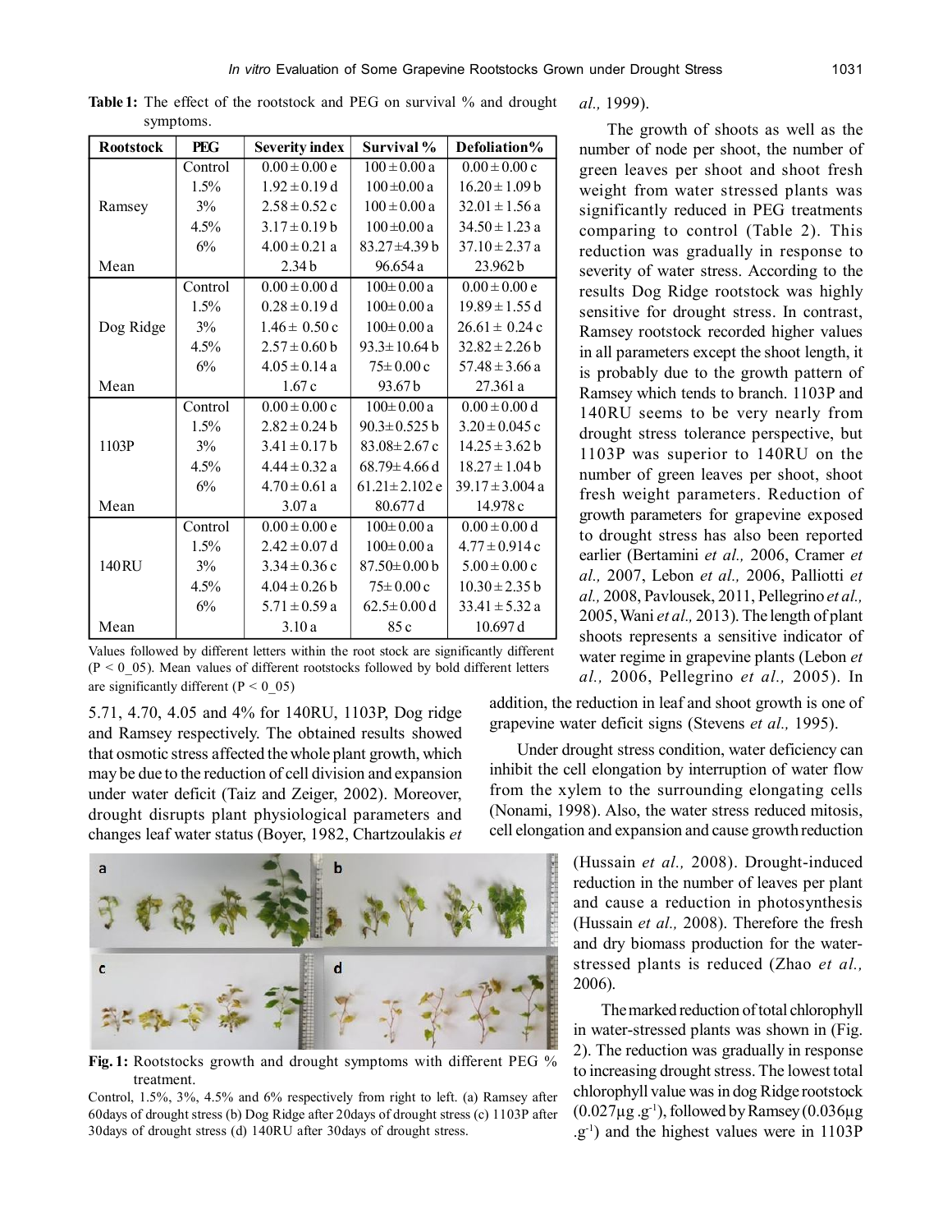**Table 1:** The effect of the rootstock and PEG on survival % and drought symptoms.

| Rootstock | PEG | Severity index | Survival % | Defoliation% |
|---|---|---|---|---|
| Ramsey | Control | 0.00 ± 0.00 e | 100 ± 0.00 a | 0.00 ± 0.00 c |
| | 1.5% | 1.92 ± 0.19 d | 100 ±0.00 a | 16.20 ± 1.09 b |
| | 3% | 2.58 ± 0.52 c | 100 ± 0.00 a | 32.01 ± 1.56 a |
| | 4.5% | 3.17 ± 0.19 b | 100 ±0.00 a | 34.50 ± 1.23 a |
| | 6% | 4.00 ± 0.21 a | 83.27±4.39 b | 37.10 ± 2.37 a |
| Mean | | 2.34 b | 96.654 a | 23.962 b |
| Dog Ridge | Control | 0.00 ± 0.00 d | 100± 0.00 a | 0.00 ± 0.00 e |
| | 1.5% | 0.28 ± 0.19 d | 100± 0.00 a | 19.89 ± 1.55 d |
| | 3% | 1.46 ± 0.50 c | 100± 0.00 a | 26.61 ± 0.24 c |
| | 4.5% | 2.57 ± 0.60 b | 93.3± 10.64 b | 32.82 ± 2.26 b |
| | 6% | 4.05 ± 0.14 a | 75± 0.00 c | 57.48 ± 3.66 a |
| Mean | | 1.67 c | 93.67 b | 27.361 a |
| 1103P | Control | 0.00 ± 0.00 c | 100± 0.00 a | 0.00 ± 0.00 d |
| | 1.5% | 2.82 ± 0.24 b | 90.3± 0.525 b | 3.20 ± 0.045 c |
| | 3% | 3.41 ± 0.17 b | 83.08± 2.67 c | 14.25 ± 3.62 b |
| | 4.5% | 4.44 ± 0.32 a | 68.79± 4.66 d | 18.27 ± 1.04 b |
| | 6% | 4.70 ± 0.61 a | 61.21± 2.102 e | 39.17 ± 3.004 a |
| Mean | | 3.07 a | 80.677 d | 14.978 c |
| 140RU | Control | 0.00 ± 0.00 e | 100± 0.00 a | 0.00 ± 0.00 d |
| | 1.5% | 2.42 ± 0.07 d | 100± 0.00 a | 4.77 ± 0.914 c |
| | 3% | 3.34 ± 0.36 c | 87.50± 0.00 b | 5.00 ± 0.00 c |
| | 4.5% | 4.04 ± 0.26 b | 75± 0.00 c | 10.30 ± 2.35 b |
| | 6% | 5.71 ± 0.59 a | 62.5± 0.00 d | 33.41 ± 5.32 a |
| Mean | | 3.10 a | 85 c | 10.697 d |

Values followed by different letters within the root stock are significantly different (P < 0_05). Mean values of different rootstocks followed by bold different letters are significantly different (P < 0_05)

5.71, 4.70, 4.05 and 4% for 140RU, 1103P, Dog ridge and Ramsey respectively. The obtained results showed that osmotic stress affected the whole plant growth, which may be due to the reduction of cell division and expansion under water deficit (Taiz and Zeiger, 2002). Moreover, drought disrupts plant physiological parameters and changes leaf water status (Boyer, 1982, Chartzoulakis *et al.,* 1999).

The growth of shoots as well as the number of node per shoot, the number of green leaves per shoot and shoot fresh weight from water stressed plants was significantly reduced in PEG treatments comparing to control (Table 2). This reduction was gradually in response to severity of water stress. According to the results Dog Ridge rootstock was highly sensitive for drought stress. In contrast, Ramsey rootstock recorded higher values in all parameters except the shoot length, it is probably due to the growth pattern of Ramsey which tends to branch. 1103P and 140RU seems to be very nearly from drought stress tolerance perspective, but 1103P was superior to 140RU on the number of green leaves per shoot, shoot fresh weight parameters. Reduction of growth parameters for grapevine exposed to drought stress has also been reported earlier (Bertamini *et al.,* 2006, Cramer *et al.,* 2007, Lebon *et al.,* 2006, Palliotti *et al.,* 2008, Pavlousek, 2011, Pellegrino *et al.,* 2005, Wani *et al.,* 2013). The length of plant shoots represents a sensitive indicator of water regime in grapevine plants (Lebon *et al.,* 2006, Pellegrino *et al.,* 2005). In addition, the reduction in leaf and shoot growth is one of grapevine water deficit signs (Stevens *et al.,* 1995).

Under drought stress condition, water deficiency can inhibit the cell elongation by interruption of water flow from the xylem to the surrounding elongating cells (Nonami, 1998). Also, the water stress reduced mitosis, cell elongation and expansion and cause growth reduction (Hussain *et al.,* 2008). Drought-induced reduction in the number of leaves per plant and cause a reduction in photosynthesis (Hussain *et al.,* 2008). Therefore the fresh and dry biomass production for the water-stressed plants is reduced (Zhao *et al.,* 2006).

**Fig. 1:** Rootstocks growth and drought symptoms with different PEG % treatment.

Control, 1.5%, 3%, 4.5% and 6% respectively from right to left. (a) Ramsey after 60days of drought stress (b) Dog Ridge after 20days of drought stress (c) 1103P after 30days of drought stress (d) 140RU after 30days of drought stress.

The marked reduction of total chlorophyll in water-stressed plants was shown in (Fig. 2). The reduction was gradually in response to increasing drought stress. The lowest total chlorophyll value was in dog Ridge rootstock (0.027µg .g$^{-1}$), followed by Ramsey (0.036µg .g$^{-1}$) and the highest values were in 1103P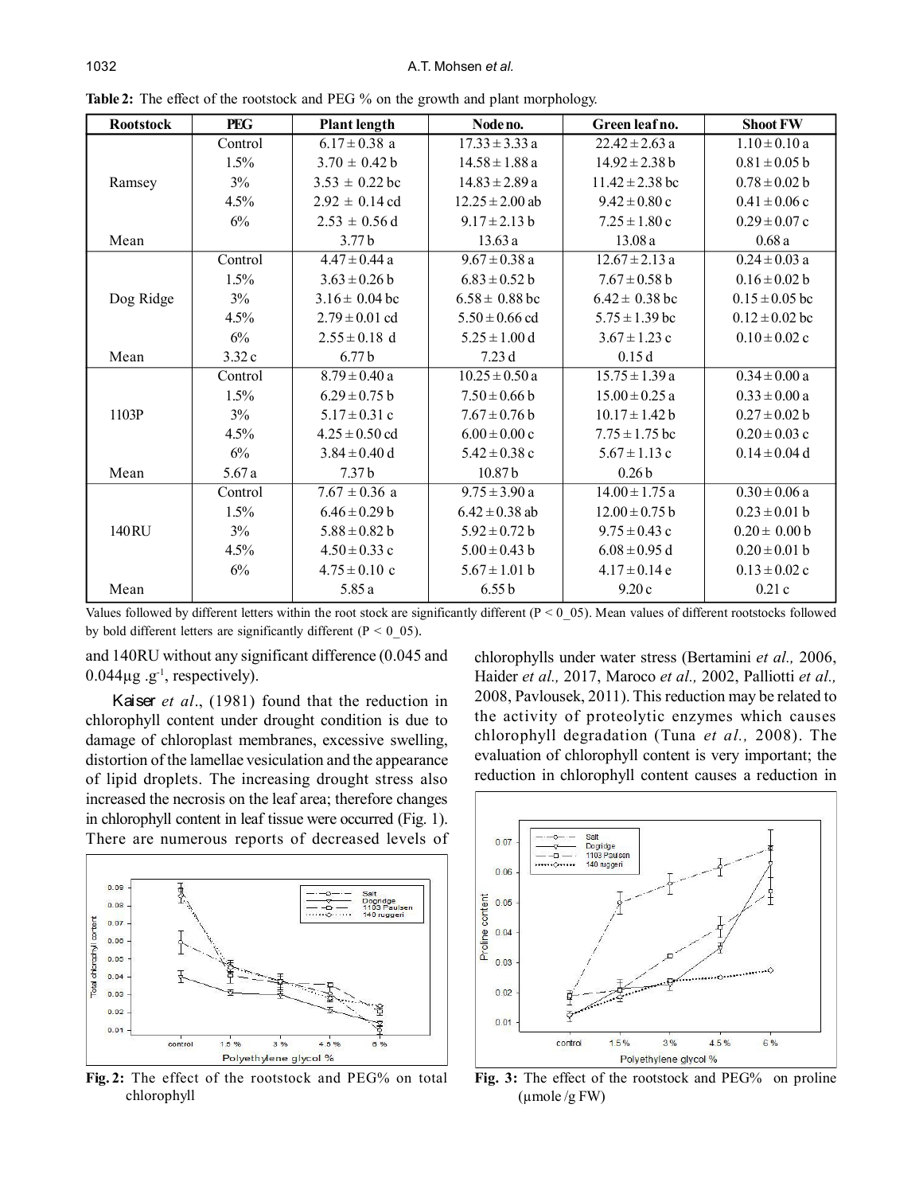**Table 2:** The effect of the rootstock and PEG % on the growth and plant morphology.

| Rootstock | PEG | Plant length | Node no. | Green leaf no. | Shoot FW |
|---|---|---|---|---|---|
| | Control | 6.17 ± 0.38 a | 17.33 ± 3.33 a | 22.42 ± 2.63 a | 1.10 ± 0.10 a |
| | 1.5% | 3.70 ± 0.42 b | 14.58 ± 1.88 a | 14.92 ± 2.38 b | 0.81 ± 0.05 b |
| Ramsey | 3% | 3.53 ± 0.22 bc | 14.83 ± 2.89 a | 11.42 ± 2.38 bc | 0.78 ± 0.02 b |
| | 4.5% | 2.92 ± 0.14 cd | 12.25 ± 2.00 ab | 9.42 ± 0.80 c | 0.41 ± 0.06 c |
| | 6% | 2.53 ± 0.56 d | 9.17 ± 2.13 b | 7.25 ± 1.80 c | 0.29 ± 0.07 c |
| Mean | | 3.77 b | 13.63 a | 13.08 a | 0.68 a |
| | Control | 4.47 ± 0.44 a | 9.67 ± 0.38 a | 12.67 ± 2.13 a | 0.24 ± 0.03 a |
| | 1.5% | 3.63 ± 0.26 b | 6.83 ± 0.52 b | 7.67 ± 0.58 b | 0.16 ± 0.02 b |
| Dog Ridge | 3% | 3.16 ± 0.04 bc | 6.58 ± 0.88 bc | 6.42 ± 0.38 bc | 0.15 ± 0.05 bc |
| | 4.5% | 2.79 ± 0.01 cd | 5.50 ± 0.66 cd | 5.75 ± 1.39 bc | 0.12 ± 0.02 bc |
| | 6% | 2.55 ± 0.18 d | 5.25 ± 1.00 d | 3.67 ± 1.23 c | 0.10 ± 0.02 c |
| Mean | 3.32 c | 6.77 b | 7.23 d | 0.15 d | |
| | Control | 8.79 ± 0.40 a | 10.25 ± 0.50 a | 15.75 ± 1.39 a | 0.34 ± 0.00 a |
| | 1.5% | 6.29 ± 0.75 b | 7.50 ± 0.66 b | 15.00 ± 0.25 a | 0.33 ± 0.00 a |
| 1103P | 3% | 5.17 ± 0.31 c | 7.67 ± 0.76 b | 10.17 ± 1.42 b | 0.27 ± 0.02 b |
| | 4.5% | 4.25 ± 0.50 cd | 6.00 ± 0.00 c | 7.75 ± 1.75 bc | 0.20 ± 0.03 c |
| | 6% | 3.84 ± 0.40 d | 5.42 ± 0.38 c | 5.67 ± 1.13 c | 0.14 ± 0.04 d |
| Mean | 5.67 a | 7.37 b | 10.87 b | 0.26 b | |
| | Control | 7.67 ± 0.36 a | 9.75 ± 3.90 a | 14.00 ± 1.75 a | 0.30 ± 0.06 a |
| | 1.5% | 6.46 ± 0.29 b | 6.42 ± 0.38 ab | 12.00 ± 0.75 b | 0.23 ± 0.01 b |
| 140RU | 3% | 5.88 ± 0.82 b | 5.92 ± 0.72 b | 9.75 ± 0.43 c | 0.20 ± 0.00 b |
| | 4.5% | 4.50 ± 0.33 c | 5.00 ± 0.43 b | 6.08 ± 0.95 d | 0.20 ± 0.01 b |
| | 6% | 4.75 ± 0.10 c | 5.67 ± 1.01 b | 4.17 ± 0.14 e | 0.13 ± 0.02 c |
| Mean | | 5.85 a | 6.55 b | 9.20 c | 0.21 c |

Values followed by different letters within the root stock are significantly different (P < 0_05). Mean values of different rootstocks followed by bold different letters are significantly different (P < 0_05).

and 140RU without any significant difference (0.045 and 0.044µg $.g^{-1}$, respectively).

Kaiser *et al*., (1981) found that the reduction in chlorophyll content under drought condition is due to damage of chloroplast membranes, excessive swelling, distortion of the lamellae vesiculation and the appearance of lipid droplets. The increasing drought stress also increased the necrosis on the leaf area; therefore changes in chlorophyll content in leaf tissue were occurred (Fig. 1). There are numerous reports of decreased levels of chlorophylls under water stress (Bertamini *et al.,* 2006, Haider *et al.,* 2017, Maroco *et al.,* 2002, Palliotti *et al.,* 2008, Pavlousek, 2011). This reduction may be related to the activity of proteolytic enzymes which causes chlorophyll degradation (Tuna *et al.,* 2008). The evaluation of chlorophyll content is very important; the reduction in chlorophyll content causes a reduction in

**Fig. 2:** The effect of the rootstock and PEG% on total chlorophyll

**Fig. 3:** The effect of the rootstock and PEG% on proline (µmole /g FW)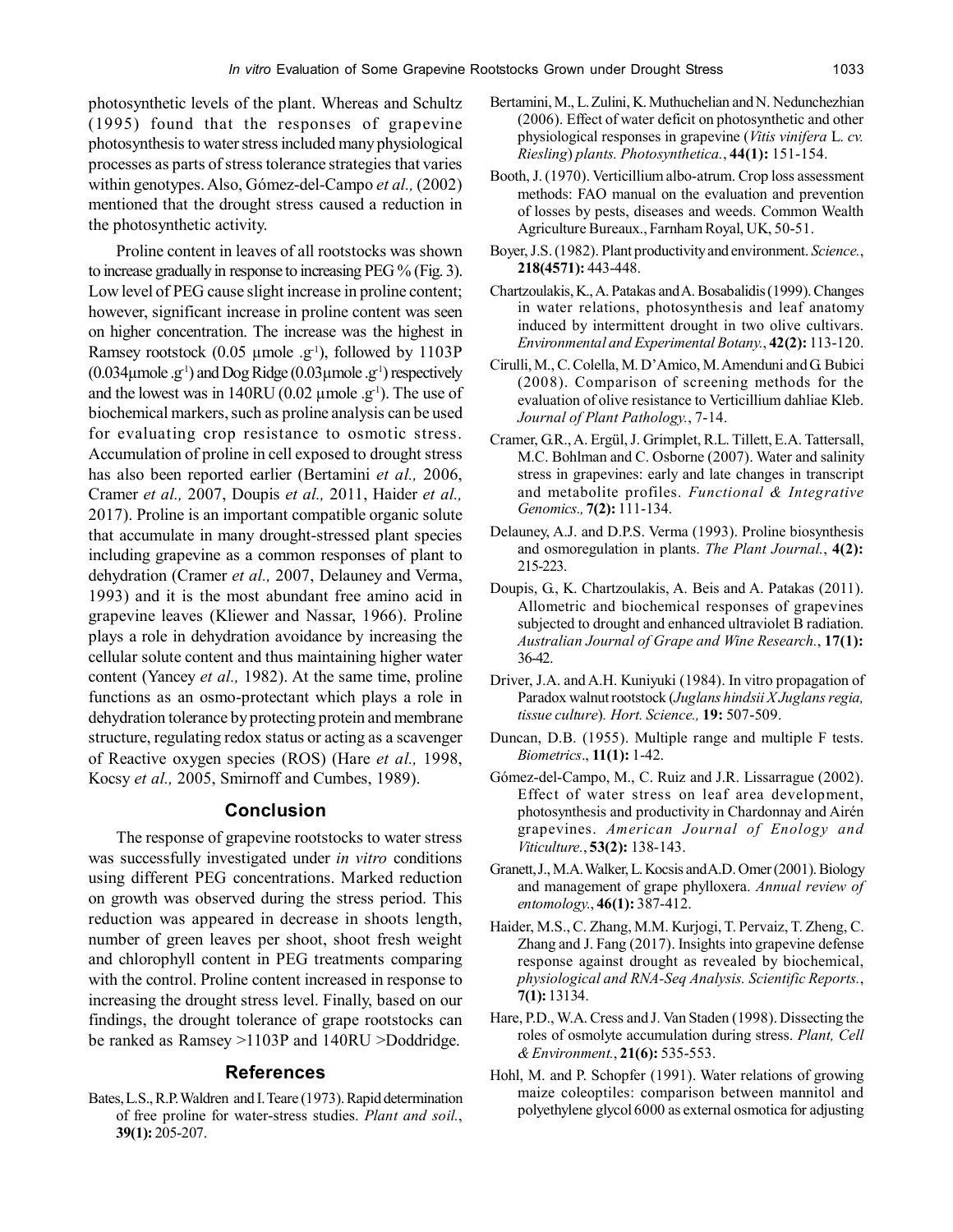photosynthetic levels of the plant. Whereas and Schultz (1995) found that the responses of grapevine photosynthesis to water stress included many physiological processes as parts of stress tolerance strategies that varies within genotypes. Also, Gómez-del-Campo *et al.,* (2002) mentioned that the drought stress caused a reduction in the photosynthetic activity.

Proline content in leaves of all rootstocks was shown to increase gradually in response to increasing PEG % (Fig. 3). Low level of PEG cause slight increase in proline content; however, significant increase in proline content was seen on higher concentration. The increase was the highest in Ramsey rootstock (0.05 µmole .$g^{-1}$), followed by 1103P (0.034µmole .$g^{-1}$) and Dog Ridge (0.03µmole .$g^{-1}$) respectively and the lowest was in 140RU (0.02 µmole .$g^{-1}$). The use of biochemical markers, such as proline analysis can be used for evaluating crop resistance to osmotic stress. Accumulation of proline in cell exposed to drought stress has also been reported earlier (Bertamini *et al.,* 2006, Cramer *et al.,* 2007, Doupis *et al.,* 2011, Haider *et al.,* 2017). Proline is an important compatible organic solute that accumulate in many drought-stressed plant species including grapevine as a common responses of plant to dehydration (Cramer *et al.,* 2007, Delauney and Verma, 1993) and it is the most abundant free amino acid in grapevine leaves (Kliewer and Nassar, 1966). Proline plays a role in dehydration avoidance by increasing the cellular solute content and thus maintaining higher water content (Yancey *et al.,* 1982). At the same time, proline functions as an osmo-protectant which plays a role in dehydration tolerance by protecting protein and membrane structure, regulating redox status or acting as a scavenger of Reactive oxygen species (ROS) (Hare *et al.,* 1998, Kocsy *et al.,* 2005, Smirnoff and Cumbes, 1989).

## Conclusion

The response of grapevine rootstocks to water stress was successfully investigated under *in vitro* conditions using different PEG concentrations. Marked reduction on growth was observed during the stress period. This reduction was appeared in decrease in shoots length, number of green leaves per shoot, shoot fresh weight and chlorophyll content in PEG treatments comparing with the control. Proline content increased in response to increasing the drought stress level. Finally, based on our findings, the drought tolerance of grape rootstocks can be ranked as Ramsey >1103P and 140RU >Doddridge.

## References

Bates, L.S., R.P. Waldren and I. Teare (1973). Rapid determination of free proline for water-stress studies. *Plant and soil.*, **39(1):** 205-207.

Bertamini, M., L. Zulini, K. Muthuchelian and N. Nedunchezhian (2006). Effect of water deficit on photosynthetic and other physiological responses in grapevine (*Vitis vinifera* L. *cv. Riesling*) *plants. Photosynthetica.*, **44(1):** 151-154.

Booth, J. (1970). Verticillium albo-atrum. Crop loss assessment methods: FAO manual on the evaluation and prevention of losses by pests, diseases and weeds. Common Wealth Agriculture Bureaux., Farnham Royal, UK, 50-51.

Boyer, J.S. (1982). Plant productivity and environment. *Science.*, **218(4571):** 443-448.

Chartzoulakis, K., A. Patakas and A. Bosabalidis (1999). Changes in water relations, photosynthesis and leaf anatomy induced by intermittent drought in two olive cultivars. *Environmental and Experimental Botany.*, **42(2):** 113-120.

Cirulli, M., C. Colella, M. D'Amico, M. Amenduni and G. Bubici (2008). Comparison of screening methods for the evaluation of olive resistance to Verticillium dahliae Kleb. *Journal of Plant Pathology.*, 7-14.

Cramer, G.R., A. Ergül, J. Grimplet, R.L. Tillett, E.A. Tattersall, M.C. Bohlman and C. Osborne (2007). Water and salinity stress in grapevines: early and late changes in transcript and metabolite profiles. *Functional & Integrative Genomics.,* **7(2):** 111-134.

Delauney, A.J. and D.P.S. Verma (1993). Proline biosynthesis and osmoregulation in plants. *The Plant Journal.*, **4(2):** 215-223.

Doupis, G., K. Chartzoulakis, A. Beis and A. Patakas (2011). Allometric and biochemical responses of grapevines subjected to drought and enhanced ultraviolet B radiation. *Australian Journal of Grape and Wine Research.*, **17(1):** 36-42.

Driver, J.A. and A.H. Kuniyuki (1984). In vitro propagation of Paradox walnut rootstock (*Juglans hindsii X Juglans regia, tissue culture*). *Hort. Science.,* **19:** 507-509.

Duncan, D.B. (1955). Multiple range and multiple F tests. *Biometrics*., **11(1):** 1-42.

Gómez-del-Campo, M., C. Ruiz and J.R. Lissarrague (2002). Effect of water stress on leaf area development, photosynthesis and productivity in Chardonnay and Airén grapevines. *American Journal of Enology and Viticulture.*, **53(2):** 138-143.

Granett, J., M.A. Walker, L. Kocsis and A.D. Omer (2001). Biology and management of grape phylloxera. *Annual review of entomology.*, **46(1):** 387-412.

Haider, M.S., C. Zhang, M.M. Kurjogi, T. Pervaiz, T. Zheng, C. Zhang and J. Fang (2017). Insights into grapevine defense response against drought as revealed by biochemical, *physiological and RNA-Seq Analysis. Scientific Reports.*, **7(1):** 13134.

Hare, P.D., W.A. Cress and J. Van Staden (1998). Dissecting the roles of osmolyte accumulation during stress. *Plant, Cell & Environment.*, **21(6):** 535-553.

Hohl, M. and P. Schopfer (1991). Water relations of growing maize coleoptiles: comparison between mannitol and polyethylene glycol 6000 as external osmotica for adjusting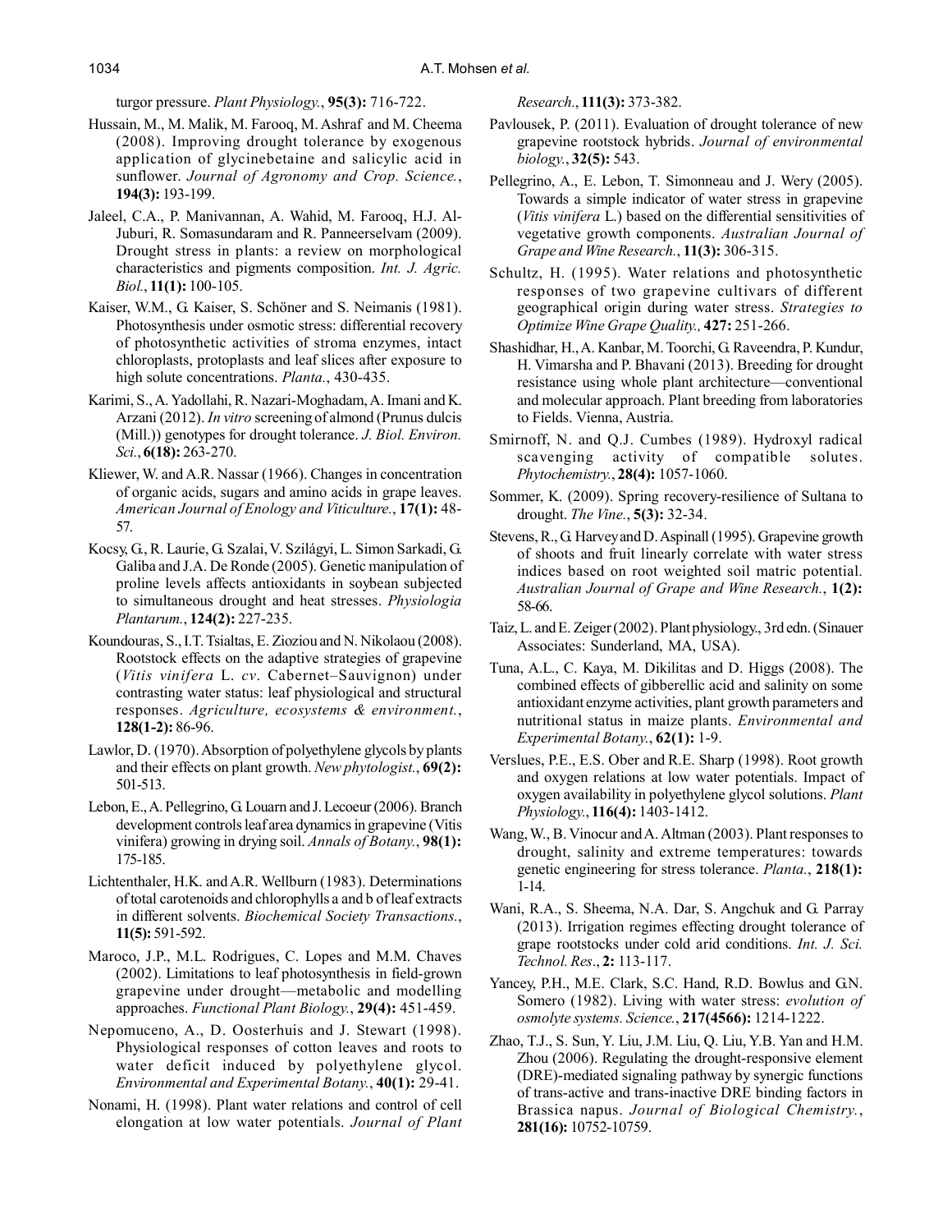turgor pressure. *Plant Physiology.*, **95(3):** 716-722.

Hussain, M., M. Malik, M. Farooq, M. Ashraf and M. Cheema (2008). Improving drought tolerance by exogenous application of glycinebetaine and salicylic acid in sunflower. *Journal of Agronomy and Crop. Science.*, **194(3):** 193-199.

Jaleel, C.A., P. Manivannan, A. Wahid, M. Farooq, H.J. Al-Juburi, R. Somasundaram and R. Panneerselvam (2009). Drought stress in plants: a review on morphological characteristics and pigments composition. *Int. J. Agric. Biol.*, **11(1):** 100-105.

Kaiser, W.M., G. Kaiser, S. Schöner and S. Neimanis (1981). Photosynthesis under osmotic stress: differential recovery of photosynthetic activities of stroma enzymes, intact chloroplasts, protoplasts and leaf slices after exposure to high solute concentrations. *Planta.*, 430-435.

Karimi, S., A. Yadollahi, R. Nazari-Moghadam, A. Imani and K. Arzani (2012). *In vitro* screening of almond (Prunus dulcis (Mill.)) genotypes for drought tolerance. *J. Biol. Environ. Sci.*, **6(18):** 263-270.

Kliewer, W. and A.R. Nassar (1966). Changes in concentration of organic acids, sugars and amino acids in grape leaves. *American Journal of Enology and Viticulture.*, **17(1):** 48-57.

Kocsy, G., R. Laurie, G. Szalai, V. Szilágyi, L. Simon Sarkadi, G. Galiba and J.A. De Ronde (2005). Genetic manipulation of proline levels affects antioxidants in soybean subjected to simultaneous drought and heat stresses. *Physiologia Plantarum.*, **124(2):** 227-235.

Koundouras, S., I.T. Tsialtas, E. Zioziou and N. Nikolaou (2008). Rootstock effects on the adaptive strategies of grapevine (*Vitis vinifera* L. *cv*. Cabernet–Sauvignon) under contrasting water status: leaf physiological and structural responses. *Agriculture, ecosystems & environment.*, **128(1-2):** 86-96.

Lawlor, D. (1970). Absorption of polyethylene glycols by plants and their effects on plant growth. *New phytologist.*, **69(2):** 501-513.

Lebon, E., A. Pellegrino, G. Louarn and J. Lecoeur (2006). Branch development controls leaf area dynamics in grapevine (Vitis vinifera) growing in drying soil. *Annals of Botany.*, **98(1):** 175-185.

Lichtenthaler, H.K. and A.R. Wellburn (1983). Determinations of total carotenoids and chlorophylls a and b of leaf extracts in different solvents. *Biochemical Society Transactions.*, **11(5):** 591-592.

Maroco, J.P., M.L. Rodrigues, C. Lopes and M.M. Chaves (2002). Limitations to leaf photosynthesis in field-grown grapevine under drought—metabolic and modelling approaches. *Functional Plant Biology.*, **29(4):** 451-459.

Nepomuceno, A., D. Oosterhuis and J. Stewart (1998). Physiological responses of cotton leaves and roots to water deficit induced by polyethylene glycol. *Environmental and Experimental Botany.*, **40(1):** 29-41.

Nonami, H. (1998). Plant water relations and control of cell elongation at low water potentials. *Journal of Plant Research.*, **111(3):** 373-382.

Pavlousek, P. (2011). Evaluation of drought tolerance of new grapevine rootstock hybrids. *Journal of environmental biology.*, **32(5):** 543.

Pellegrino, A., E. Lebon, T. Simonneau and J. Wery (2005). Towards a simple indicator of water stress in grapevine (*Vitis vinifera* L.) based on the differential sensitivities of vegetative growth components. *Australian Journal of Grape and Wine Research.*, **11(3):** 306-315.

Schultz, H. (1995). Water relations and photosynthetic responses of two grapevine cultivars of different geographical origin during water stress. *Strategies to Optimize Wine Grape Quality.,* **427:** 251-266.

Shashidhar, H., A. Kanbar, M. Toorchi, G. Raveendra, P. Kundur, H. Vimarsha and P. Bhavani (2013). Breeding for drought resistance using whole plant architecture—conventional and molecular approach. Plant breeding from laboratories to Fields. Vienna, Austria.

Smirnoff, N. and Q.J. Cumbes (1989). Hydroxyl radical scavenging activity of compatible solutes. *Phytochemistry.*, **28(4):** 1057-1060.

Sommer, K. (2009). Spring recovery-resilience of Sultana to drought. *The Vine.*, **5(3):** 32-34.

Stevens, R., G. Harvey and D. Aspinall (1995). Grapevine growth of shoots and fruit linearly correlate with water stress indices based on root weighted soil matric potential. *Australian Journal of Grape and Wine Research.*, **1(2):** 58-66.

Taiz, L. and E. Zeiger (2002). Plant physiology., 3rd edn. (Sinauer Associates: Sunderland, MA, USA).

Tuna, A.L., C. Kaya, M. Dikilitas and D. Higgs (2008). The combined effects of gibberellic acid and salinity on some antioxidant enzyme activities, plant growth parameters and nutritional status in maize plants. *Environmental and Experimental Botany.*, **62(1):** 1-9.

Verslues, P.E., E.S. Ober and R.E. Sharp (1998). Root growth and oxygen relations at low water potentials. Impact of oxygen availability in polyethylene glycol solutions. *Plant Physiology.*, **116(4):** 1403-1412.

Wang, W., B. Vinocur and A. Altman (2003). Plant responses to drought, salinity and extreme temperatures: towards genetic engineering for stress tolerance. *Planta.*, **218(1):** 1-14.

Wani, R.A., S. Sheema, N.A. Dar, S. Angchuk and G. Parray (2013). Irrigation regimes effecting drought tolerance of grape rootstocks under cold arid conditions. *Int. J. Sci. Technol. Res*., **2:** 113-117.

Yancey, P.H., M.E. Clark, S.C. Hand, R.D. Bowlus and G.N. Somero (1982). Living with water stress: *evolution of osmolyte systems. Science.*, **217(4566):** 1214-1222.

Zhao, T.J., S. Sun, Y. Liu, J.M. Liu, Q. Liu, Y.B. Yan and H.M. Zhou (2006). Regulating the drought-responsive element (DRE)-mediated signaling pathway by synergic functions of trans-active and trans-inactive DRE binding factors in Brassica napus. *Journal of Biological Chemistry.*, **281(16):** 10752-10759.